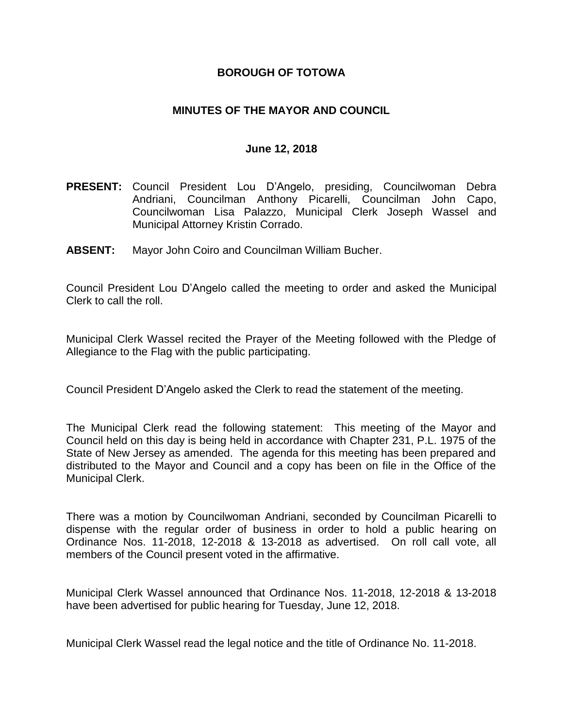# BOROUGH OF TOTOWA

## MINUTES OF THE MAYOR AND COUNCIL

### June 12, 2018

**PRESENT:** Council President Lou D'Angelo, presiding, Councilwoman Debra Andriani, Councilman Anthony Picarelli, Councilman John Capo, Councilwoman Lisa Palazzo, Municipal Clerk Joseph Wassel and Municipal Attorney Kristin Corrado.

**ABSENT:** Mayor John Coiro and Councilman William Bucher.

Council President Lou D'Angelo called the meeting to order and asked the Municipal Clerk to call the roll.

Municipal Clerk Wassel recited the Prayer of the Meeting followed with the Pledge of Allegiance to the Flag with the public participating.

Council President D'Angelo asked the Clerk to read the statement of the meeting.

The Municipal Clerk read the following statement: This meeting of the Mayor and Council held on this day is being held in accordance with Chapter 231, P.L. 1975 of the State of New Jersey as amended. The agenda for this meeting has been prepared and distributed to the Mayor and Council and a copy has been on file in the Office of the Municipal Clerk.

There was a motion by Councilwoman Andriani, seconded by Councilman Picarelli to dispense with the regular order of business in order to hold a public hearing on Ordinance Nos. 11-2018, 12-2018 & 13-2018 as advertised. On roll call vote, all members of the Council present voted in the affirmative.

Municipal Clerk Wassel announced that Ordinance Nos. 11-2018, 12-2018 & 13-2018 have been advertised for public hearing for Tuesday, June 12, 2018.

Municipal Clerk Wassel read the legal notice and the title of Ordinance No. 11-2018.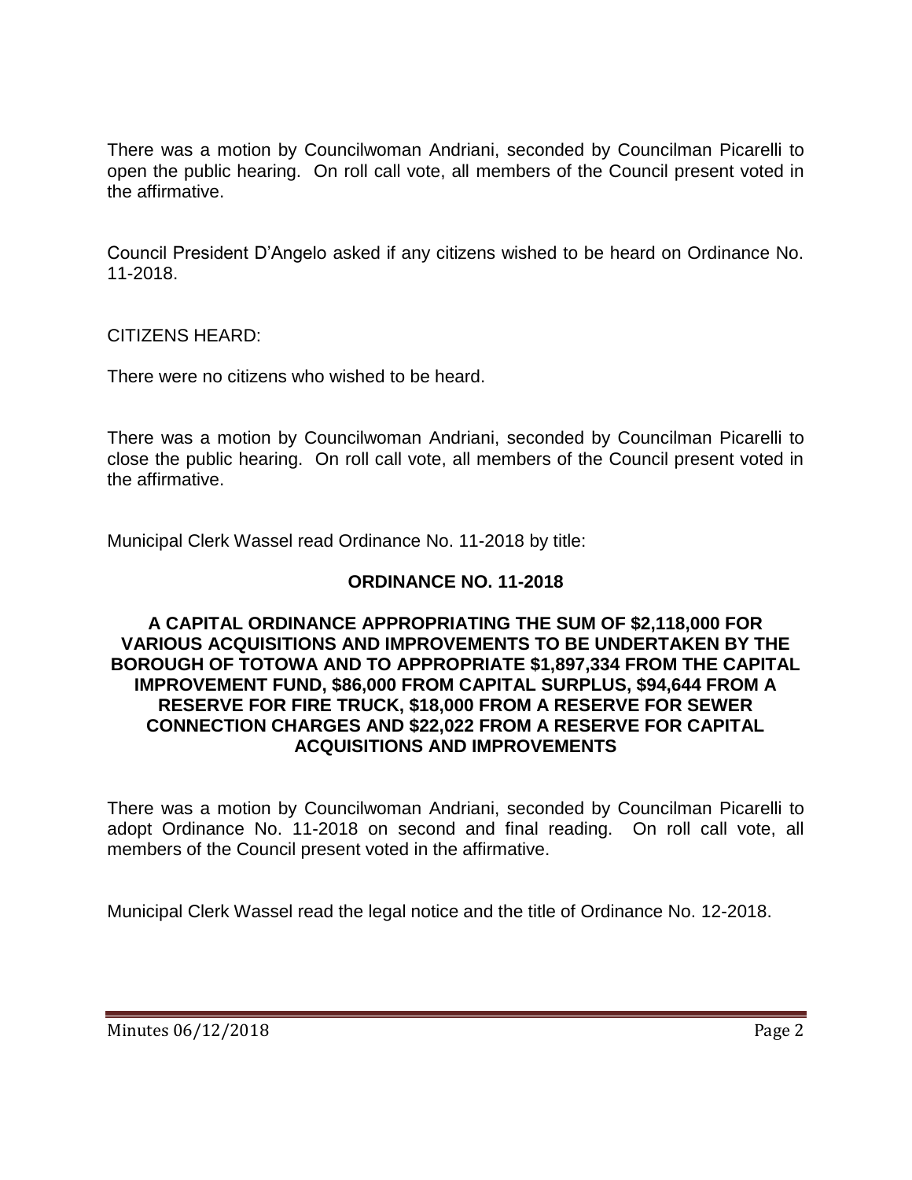There was a motion by Councilwoman Andriani, seconded by Councilman Picarelli to open the public hearing. On roll call vote, all members of the Council present voted in the affirmative.

Council President D'Angelo asked if any citizens wished to be heard on Ordinance No. 11-2018.

CITIZENS HEARD:

There were no citizens who wished to be heard.

There was a motion by Councilwoman Andriani, seconded by Councilman Picarelli to close the public hearing. On roll call vote, all members of the Council present voted in the affirmative.

Municipal Clerk Wassel read Ordinance No. 11-2018 by title:

**ORDINANCE NO. 11-2018**

**A CAPITAL ORDINANCE APPROPRIATING THE SUM OF $2,118,000 FOR VARIOUS ACQUISITIONS AND IMPROVEMENTS TO BE UNDERTAKEN BY THE BOROUGH OF TOTOWA AND TO APPROPRIATE $1,897,334 FROM THE CAPITAL IMPROVEMENT FUND, $86,000 FROM CAPITAL SURPLUS, $94,644 FROM A RESERVE FOR FIRE TRUCK, $18,000 FROM A RESERVE FOR SEWER CONNECTION CHARGES AND $22,022 FROM A RESERVE FOR CAPITAL ACQUISITIONS AND IMPROVEMENTS**

There was a motion by Councilwoman Andriani, seconded by Councilman Picarelli to adopt Ordinance No. 11-2018 on second and final reading. On roll call vote, all members of the Council present voted in the affirmative.

Municipal Clerk Wassel read the legal notice and the title of Ordinance No. 12-2018.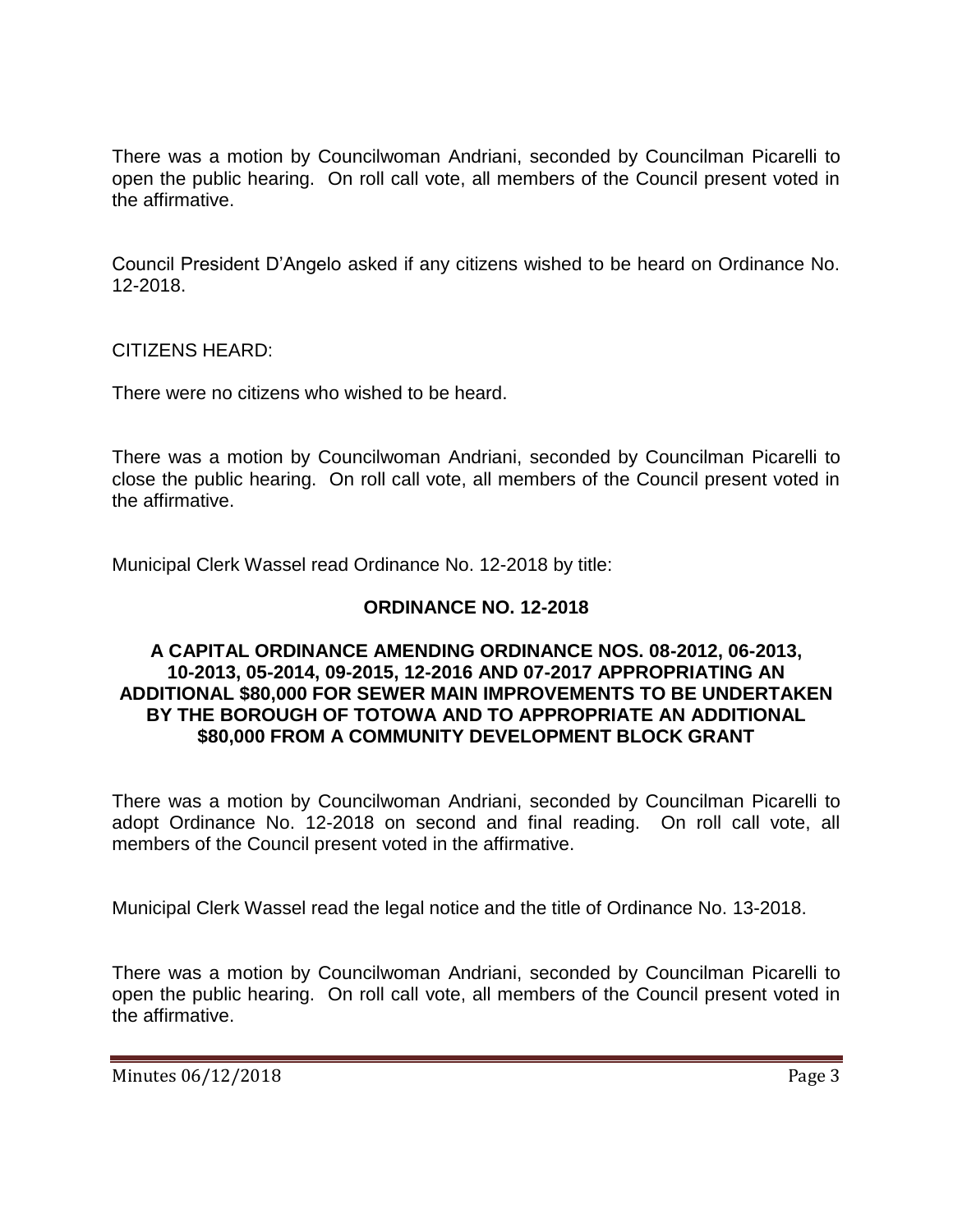There was a motion by Councilwoman Andriani, seconded by Councilman Picarelli to open the public hearing. On roll call vote, all members of the Council present voted in the affirmative.

Council President D'Angelo asked if any citizens wished to be heard on Ordinance No. 12-2018.

CITIZENS HEARD:

There were no citizens who wished to be heard.

There was a motion by Councilwoman Andriani, seconded by Councilman Picarelli to close the public hearing. On roll call vote, all members of the Council present voted in the affirmative.

Municipal Clerk Wassel read Ordinance No. 12-2018 by title:

**ORDINANCE NO. 12-2018**

**A CAPITAL ORDINANCE AMENDING ORDINANCE NOS. 08-2012, 06-2013, 10-2013, 05-2014, 09-2015, 12-2016 AND 07-2017 APPROPRIATING AN ADDITIONAL $80,000 FOR SEWER MAIN IMPROVEMENTS TO BE UNDERTAKEN BY THE BOROUGH OF TOTOWA AND TO APPROPRIATE AN ADDITIONAL $80,000 FROM A COMMUNITY DEVELOPMENT BLOCK GRANT**

There was a motion by Councilwoman Andriani, seconded by Councilman Picarelli to adopt Ordinance No. 12-2018 on second and final reading. On roll call vote, all members of the Council present voted in the affirmative.

Municipal Clerk Wassel read the legal notice and the title of Ordinance No. 13-2018.

There was a motion by Councilwoman Andriani, seconded by Councilman Picarelli to open the public hearing. On roll call vote, all members of the Council present voted in the affirmative.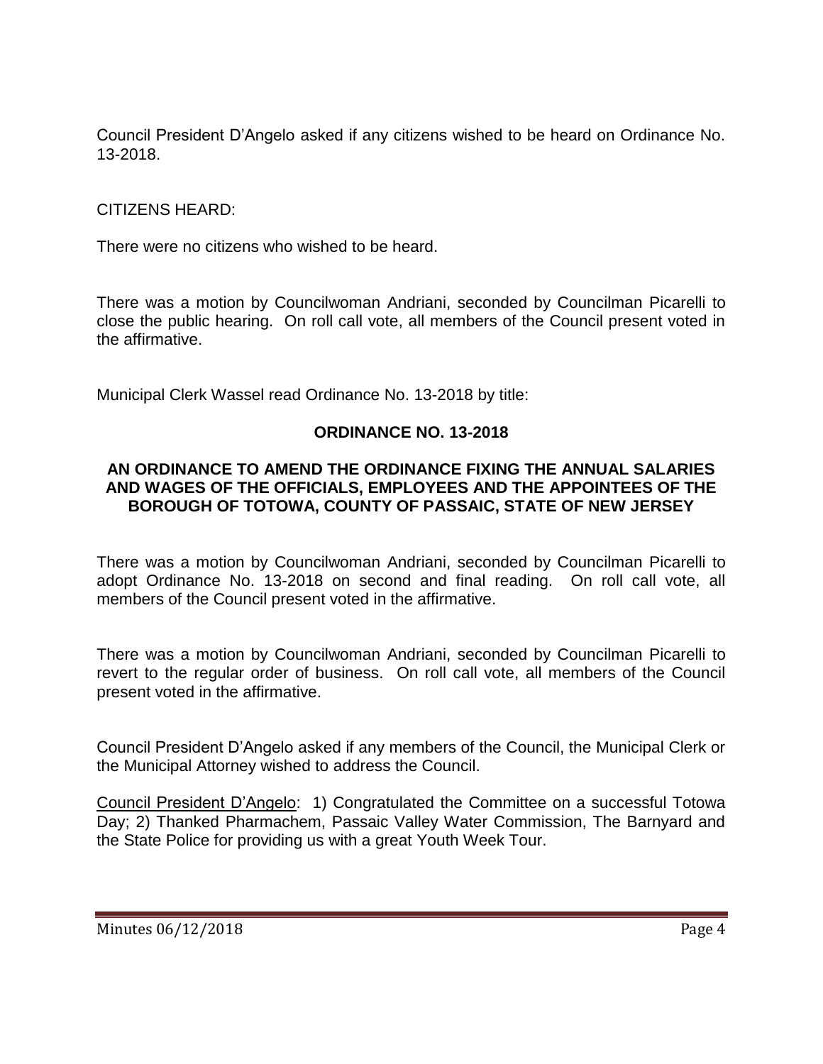Council President D'Angelo asked if any citizens wished to be heard on Ordinance No. 13-2018.

CITIZENS HEARD:

There were no citizens who wished to be heard.

There was a motion by Councilwoman Andriani, seconded by Councilman Picarelli to close the public hearing. On roll call vote, all members of the Council present voted in the affirmative.

Municipal Clerk Wassel read Ordinance No. 13-2018 by title:

**ORDINANCE NO. 13-2018**

**AN ORDINANCE TO AMEND THE ORDINANCE FIXING THE ANNUAL SALARIES AND WAGES OF THE OFFICIALS, EMPLOYEES AND THE APPOINTEES OF THE BOROUGH OF TOTOWA, COUNTY OF PASSAIC, STATE OF NEW JERSEY**

There was a motion by Councilwoman Andriani, seconded by Councilman Picarelli to adopt Ordinance No. 13-2018 on second and final reading. On roll call vote, all members of the Council present voted in the affirmative.

There was a motion by Councilwoman Andriani, seconded by Councilman Picarelli to revert to the regular order of business. On roll call vote, all members of the Council present voted in the affirmative.

Council President D'Angelo asked if any members of the Council, the Municipal Clerk or the Municipal Attorney wished to address the Council.

Council President D'Angelo: 1) Congratulated the Committee on a successful Totowa Day; 2) Thanked Pharmachem, Passaic Valley Water Commission, The Barnyard and the State Police for providing us with a great Youth Week Tour.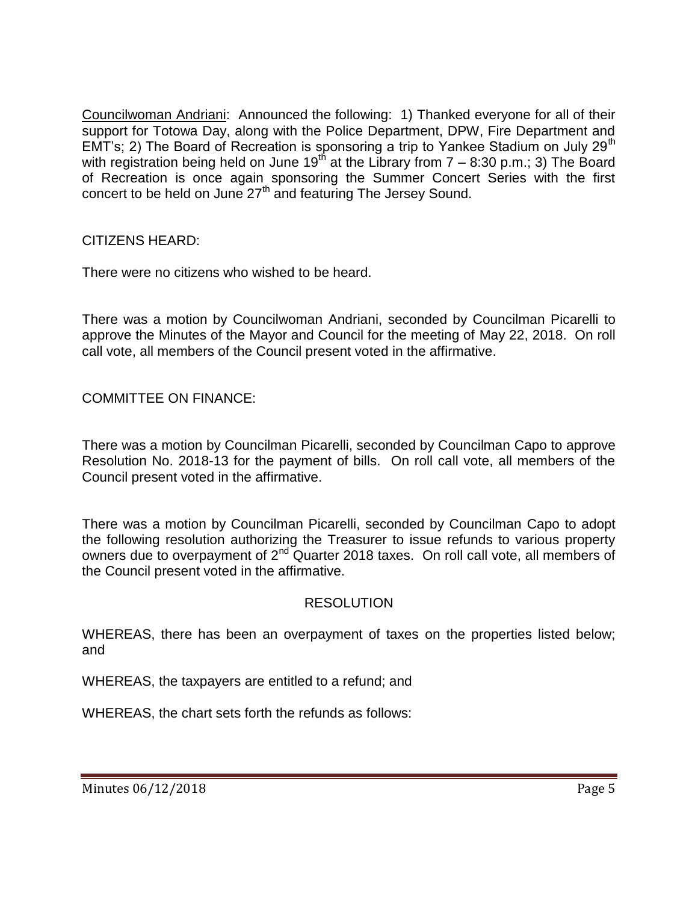Councilwoman Andriani: Announced the following: 1) Thanked everyone for all of their support for Totowa Day, along with the Police Department, DPW, Fire Department and EMT's; 2) The Board of Recreation is sponsoring a trip to Yankee Stadium on July 29th with registration being held on June 19th at the Library from 7 – 8:30 p.m.; 3) The Board of Recreation is once again sponsoring the Summer Concert Series with the first concert to be held on June 27th and featuring The Jersey Sound.

CITIZENS HEARD:

There were no citizens who wished to be heard.

There was a motion by Councilwoman Andriani, seconded by Councilman Picarelli to approve the Minutes of the Mayor and Council for the meeting of May 22, 2018. On roll call vote, all members of the Council present voted in the affirmative.

COMMITTEE ON FINANCE:

There was a motion by Councilman Picarelli, seconded by Councilman Capo to approve Resolution No. 2018-13 for the payment of bills. On roll call vote, all members of the Council present voted in the affirmative.

There was a motion by Councilman Picarelli, seconded by Councilman Capo to adopt the following resolution authorizing the Treasurer to issue refunds to various property owners due to overpayment of 2nd Quarter 2018 taxes. On roll call vote, all members of the Council present voted in the affirmative.

RESOLUTION

WHEREAS, there has been an overpayment of taxes on the properties listed below; and

WHEREAS, the taxpayers are entitled to a refund; and

WHEREAS, the chart sets forth the refunds as follows: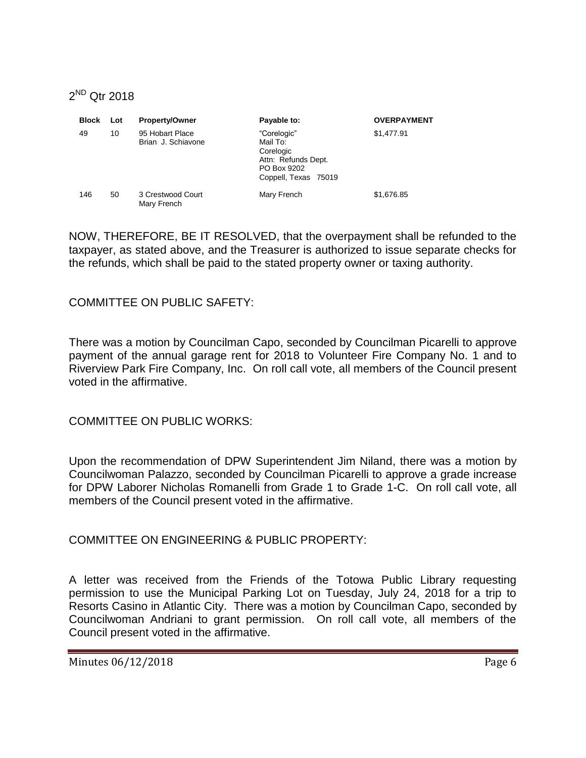2$^{ND}$ Qtr 2018

| Block | Lot | Property/Owner | Payable to: | OVERPAYMENT |
| --- | --- | --- | --- | --- |
| 49 | 10 | 95 Hobart Place<br>Brian J. Schiavone | "Corelogic"<br>Mail To:<br>Corelogic<br>Attn: Refunds Dept.<br>PO Box 9202<br>Coppell, Texas 75019 | $1,477.91 |
| 146 | 50 | 3 Crestwood Court<br>Mary French | Mary French | $1,676.85 |

NOW, THEREFORE, BE IT RESOLVED, that the overpayment shall be refunded to the taxpayer, as stated above, and the Treasurer is authorized to issue separate checks for the refunds, which shall be paid to the stated property owner or taxing authority.

COMMITTEE ON PUBLIC SAFETY:

There was a motion by Councilman Capo, seconded by Councilman Picarelli to approve payment of the annual garage rent for 2018 to Volunteer Fire Company No. 1 and to Riverview Park Fire Company, Inc. On roll call vote, all members of the Council present voted in the affirmative.

COMMITTEE ON PUBLIC WORKS:

Upon the recommendation of DPW Superintendent Jim Niland, there was a motion by Councilwoman Palazzo, seconded by Councilman Picarelli to approve a grade increase for DPW Laborer Nicholas Romanelli from Grade 1 to Grade 1-C. On roll call vote, all members of the Council present voted in the affirmative.

COMMITTEE ON ENGINEERING & PUBLIC PROPERTY:

A letter was received from the Friends of the Totowa Public Library requesting permission to use the Municipal Parking Lot on Tuesday, July 24, 2018 for a trip to Resorts Casino in Atlantic City. There was a motion by Councilman Capo, seconded by Councilwoman Andriani to grant permission. On roll call vote, all members of the Council present voted in the affirmative.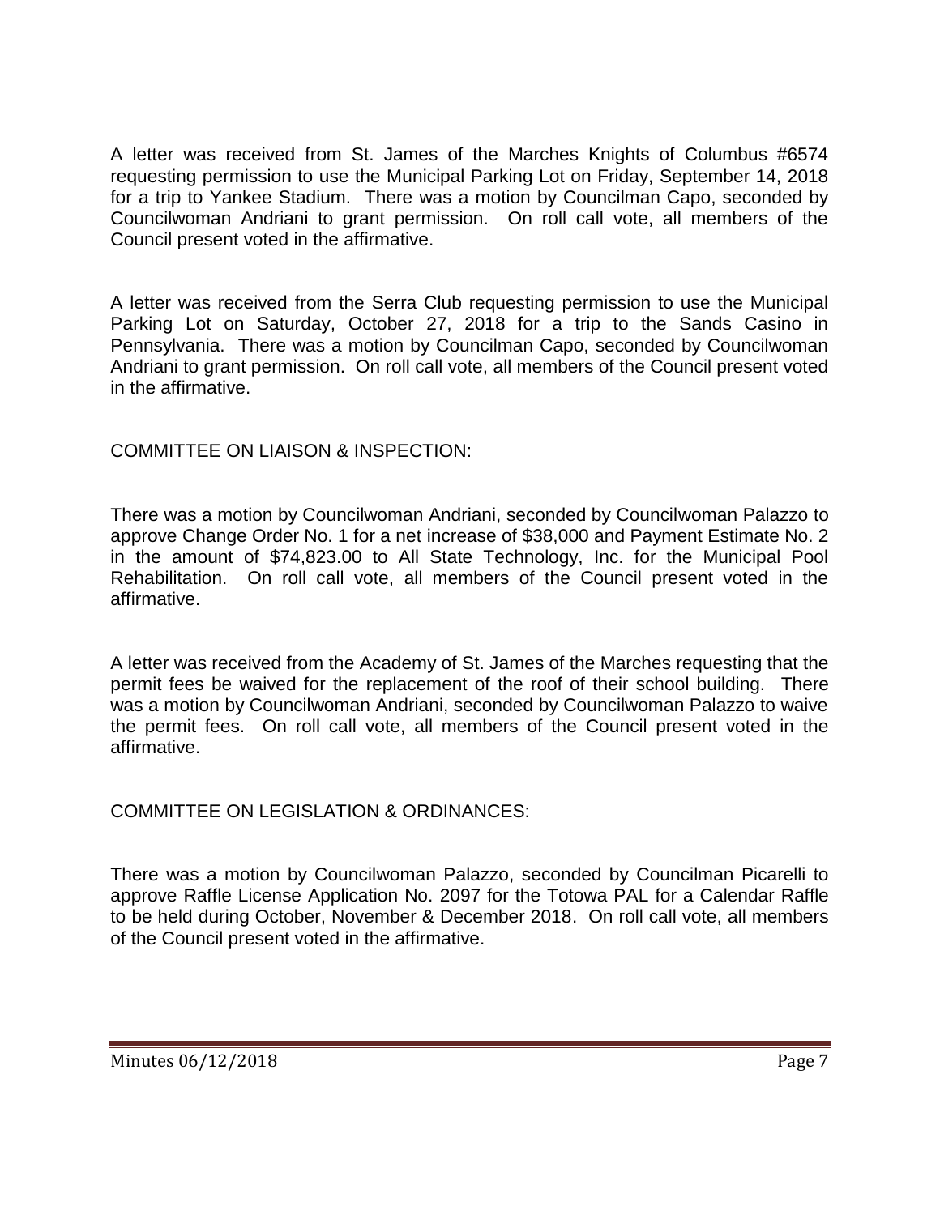A letter was received from St. James of the Marches Knights of Columbus #6574 requesting permission to use the Municipal Parking Lot on Friday, September 14, 2018 for a trip to Yankee Stadium. There was a motion by Councilman Capo, seconded by Councilwoman Andriani to grant permission. On roll call vote, all members of the Council present voted in the affirmative.

A letter was received from the Serra Club requesting permission to use the Municipal Parking Lot on Saturday, October 27, 2018 for a trip to the Sands Casino in Pennsylvania. There was a motion by Councilman Capo, seconded by Councilwoman Andriani to grant permission. On roll call vote, all members of the Council present voted in the affirmative.

COMMITTEE ON LIAISON & INSPECTION:

There was a motion by Councilwoman Andriani, seconded by Councilwoman Palazzo to approve Change Order No. 1 for a net increase of $38,000 and Payment Estimate No. 2 in the amount of $74,823.00 to All State Technology, Inc. for the Municipal Pool Rehabilitation. On roll call vote, all members of the Council present voted in the affirmative.

A letter was received from the Academy of St. James of the Marches requesting that the permit fees be waived for the replacement of the roof of their school building. There was a motion by Councilwoman Andriani, seconded by Councilwoman Palazzo to waive the permit fees. On roll call vote, all members of the Council present voted in the affirmative.

COMMITTEE ON LEGISLATION & ORDINANCES:

There was a motion by Councilwoman Palazzo, seconded by Councilman Picarelli to approve Raffle License Application No. 2097 for the Totowa PAL for a Calendar Raffle to be held during October, November & December 2018. On roll call vote, all members of the Council present voted in the affirmative.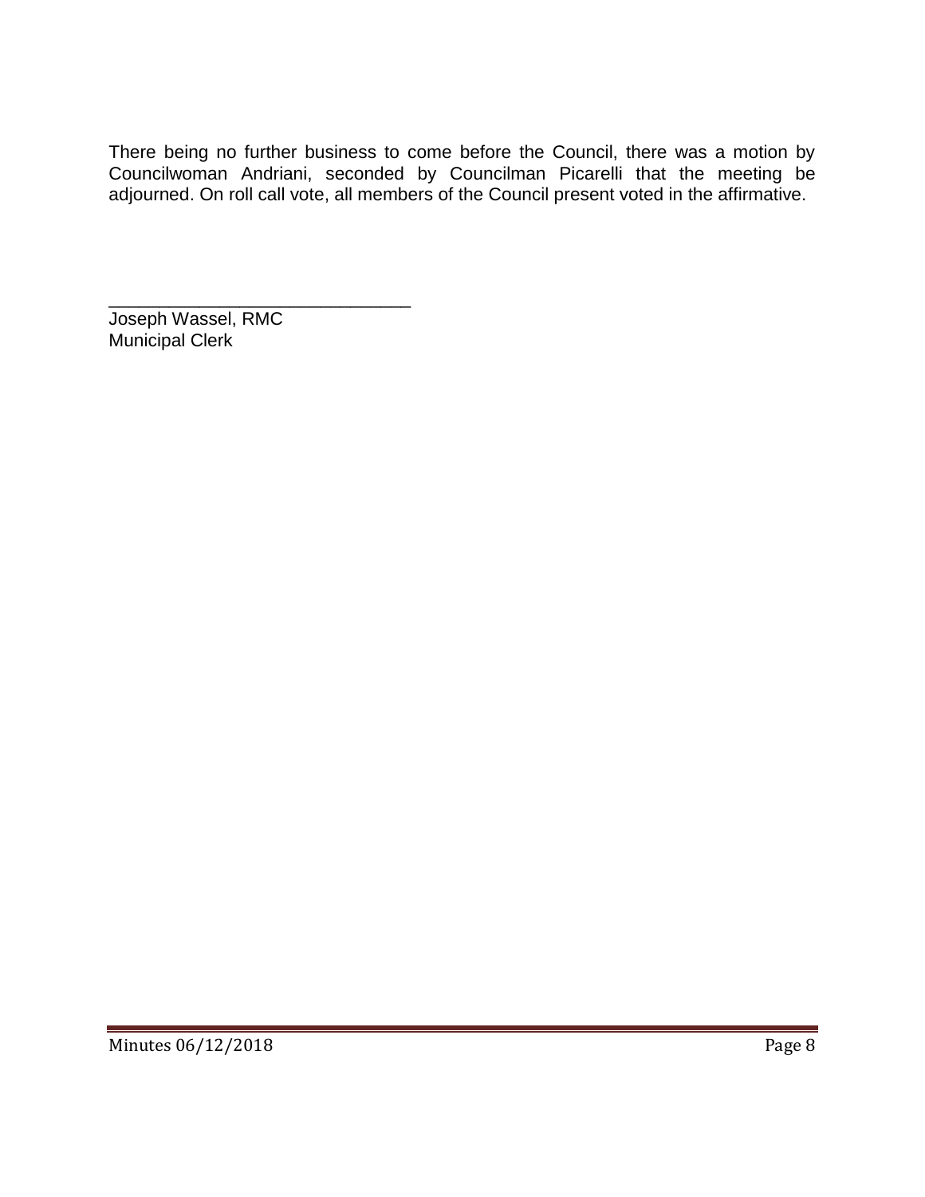There being no further business to come before the Council, there was a motion by Councilwoman Andriani, seconded by Councilman Picarelli that the meeting be adjourned. On roll call vote, all members of the Council present voted in the affirmative.

_______________________________

Joseph Wassel, RMC
Municipal Clerk